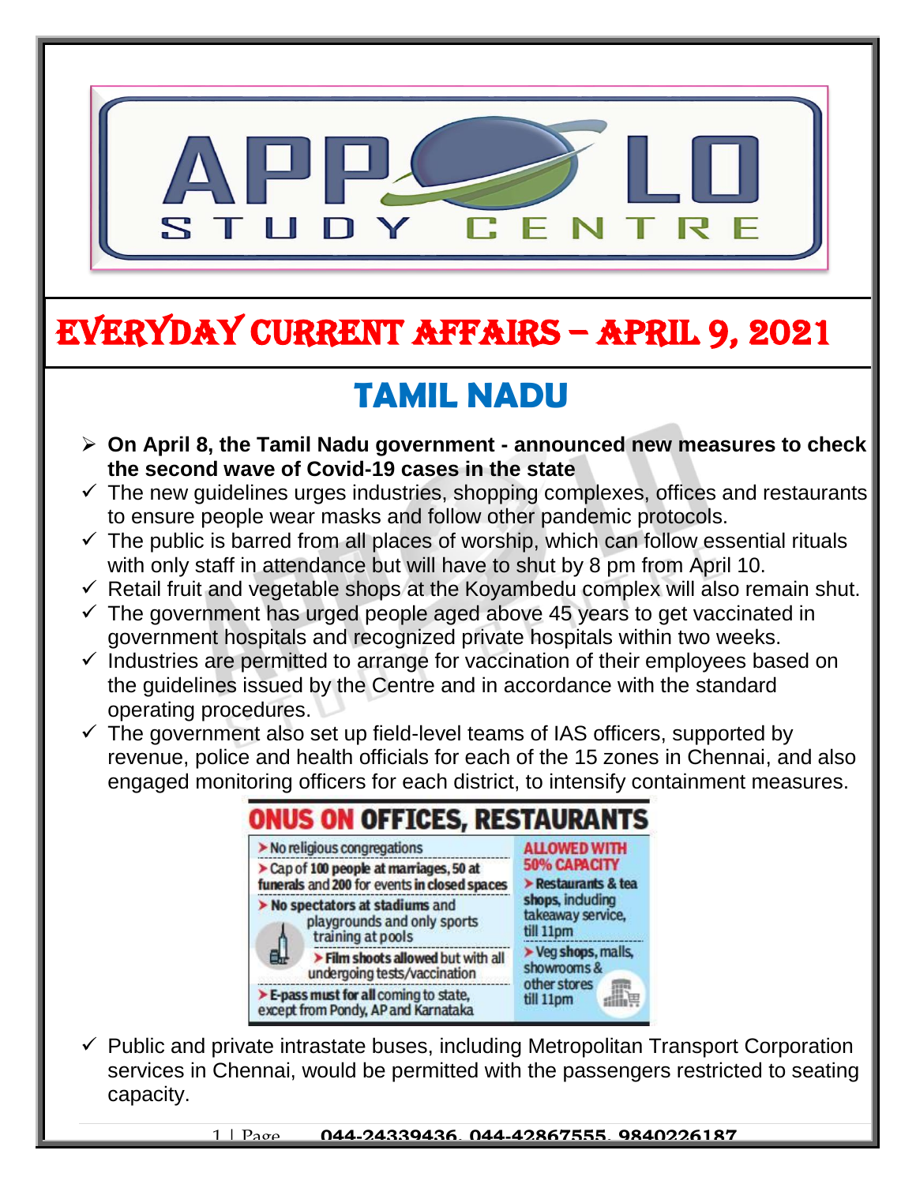# EVERYDAY CURRENT AFFAIRS – APRIL 9, 2021

## TAMIL NADU

- **On April 8, the Tamil Nadu government - announced new measures to check the second wave of Covid-19 cases in the state**
  - ✓ The new guidelines urges industries, shopping complexes, offices and restaurants to ensure people wear masks and follow other pandemic protocols.
  - ✓ The public is barred from all places of worship, which can follow essential rituals with only staff in attendance but will have to shut by 8 pm from April 10.
  - ✓ Retail fruit and vegetable shops at the Koyambedu complex will also remain shut.
  - ✓ The government has urged people aged above 45 years to get vaccinated in government hospitals and recognized private hospitals within two weeks.
  - ✓ Industries are permitted to arrange for vaccination of their employees based on the guidelines issued by the Centre and in accordance with the standard operating procedures.
  - ✓ The government also set up field-level teams of IAS officers, supported by revenue, police and health officials for each of the 15 zones in Chennai, and also engaged monitoring officers for each district, to intensify containment measures.

**ONUS ON OFFICES, RESTAURANTS**

| | ALLOWED WITH 50% CAPACITY |
|---|---|
| ➤ No religious congregations | ➤ Restaurants & tea shops, including takeaway service, till 11pm |
| ➤ Cap of 100 people at marriages, 50 at funerals and 200 for events in closed spaces | ➤ Veg shops, malls, showrooms & other stores till 11pm |
| ➤ No spectators at stadiums and playgrounds and only sports training at pools | |
| ➤ Film shoots allowed but with all undergoing tests/vaccination | |
| ➤ E-pass must for all coming to state, except from Pondy, AP and Karnataka | |

  - ✓ Public and private intrastate buses, including Metropolitan Transport Corporation services in Chennai, would be permitted with the passengers restricted to seating capacity.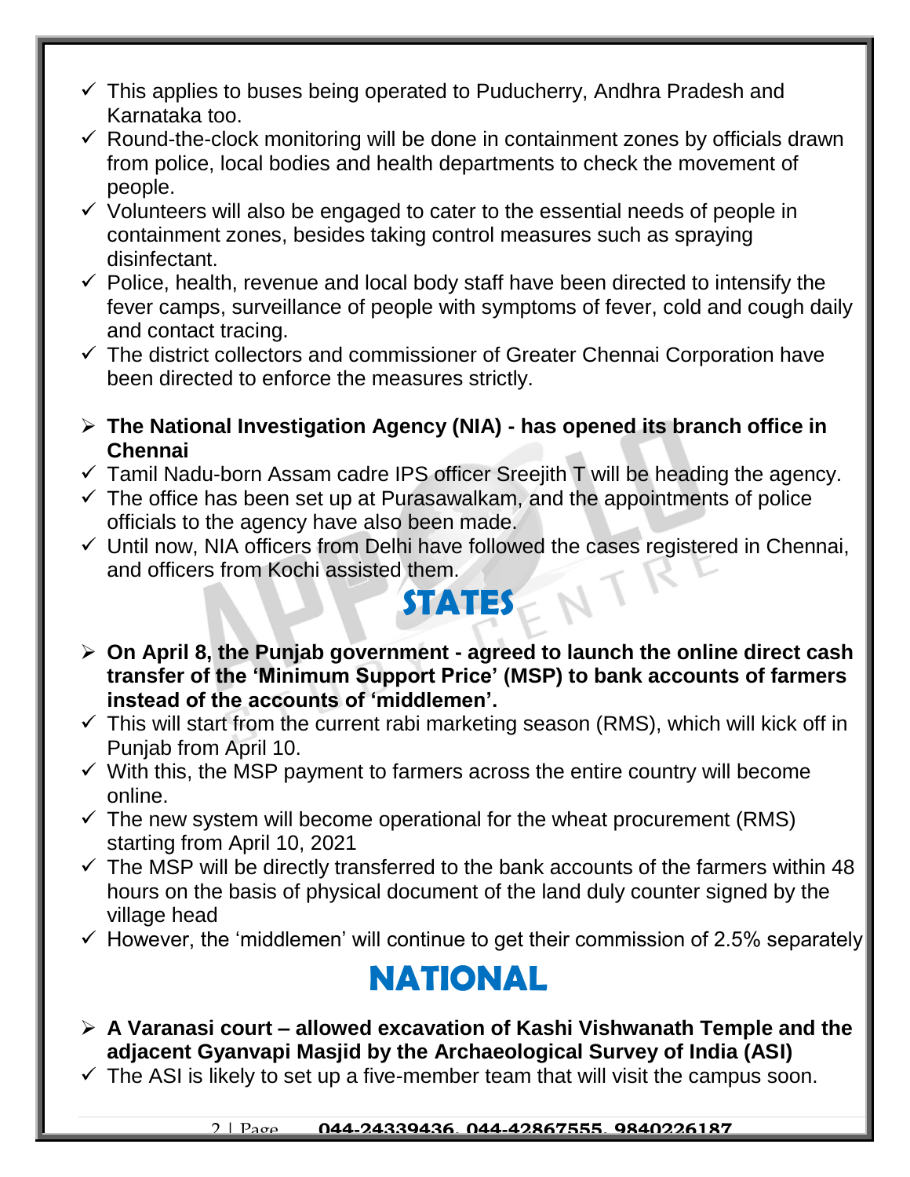- This applies to buses being operated to Puducherry, Andhra Pradesh and Karnataka too.
- Round-the-clock monitoring will be done in containment zones by officials drawn from police, local bodies and health departments to check the movement of people.
- Volunteers will also be engaged to cater to the essential needs of people in containment zones, besides taking control measures such as spraying disinfectant.
- Police, health, revenue and local body staff have been directed to intensify the fever camps, surveillance of people with symptoms of fever, cold and cough daily and contact tracing.
- The district collectors and commissioner of Greater Chennai Corporation have been directed to enforce the measures strictly.

- **The National Investigation Agency (NIA) - has opened its branch office in Chennai**
- Tamil Nadu-born Assam cadre IPS officer Sreejith T will be heading the agency.
- The office has been set up at Purasawalkam, and the appointments of police officials to the agency have also been made.
- Until now, NIA officers from Delhi have followed the cases registered in Chennai, and officers from Kochi assisted them.

## STATES

- **On April 8, the Punjab government - agreed to launch the online direct cash transfer of the 'Minimum Support Price' (MSP) to bank accounts of farmers instead of the accounts of 'middlemen'.**
- This will start from the current rabi marketing season (RMS), which will kick off in Punjab from April 10.
- With this, the MSP payment to farmers across the entire country will become online.
- The new system will become operational for the wheat procurement (RMS) starting from April 10, 2021
- The MSP will be directly transferred to the bank accounts of the farmers within 48 hours on the basis of physical document of the land duly counter signed by the village head
- However, the 'middlemen' will continue to get their commission of 2.5% separately

## NATIONAL

- **A Varanasi court – allowed excavation of Kashi Vishwanath Temple and the adjacent Gyanvapi Masjid by the Archaeological Survey of India (ASI)**
- The ASI is likely to set up a five-member team that will visit the campus soon.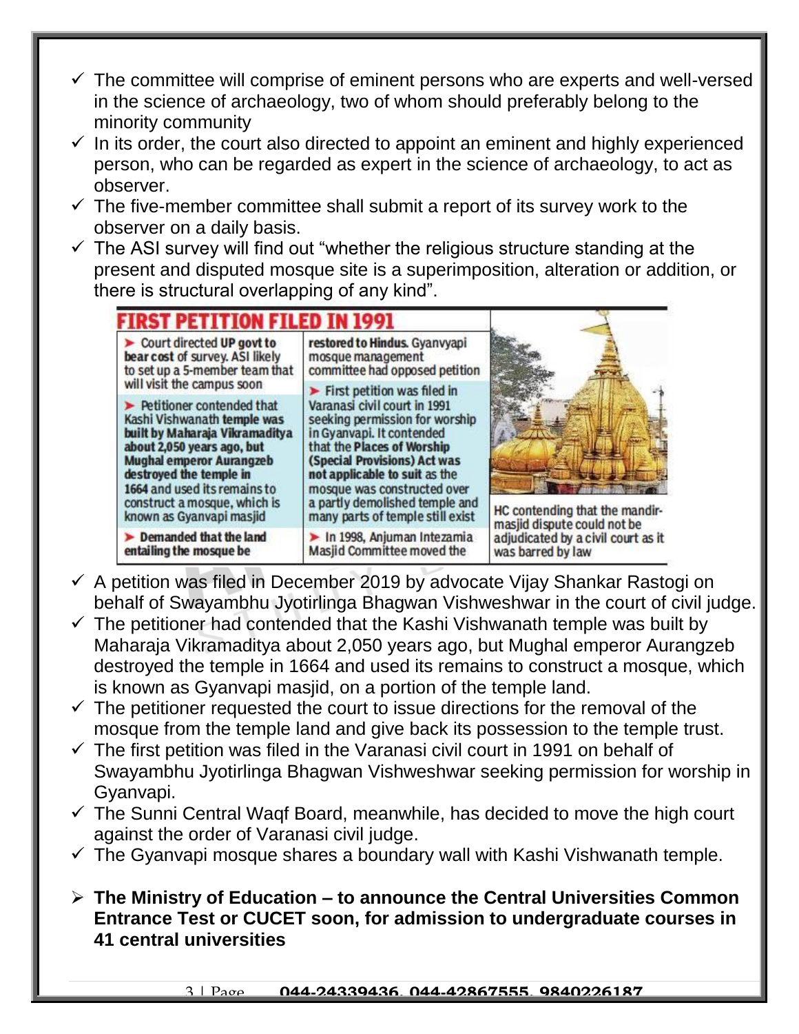- ✓ The committee will comprise of eminent persons who are experts and well-versed in the science of archaeology, two of whom should preferably belong to the minority community
- ✓ In its order, the court also directed to appoint an eminent and highly experienced person, who can be regarded as expert in the science of archaeology, to act as observer.
- ✓ The five-member committee shall submit a report of its survey work to the observer on a daily basis.
- ✓ The ASI survey will find out "whether the religious structure standing at the present and disputed mosque site is a superimposition, alteration or addition, or there is structural overlapping of any kind".

**FIRST PETITION FILED IN 1991**

- Court directed **UP govt to bear cost** of survey. ASI likely to set up a 5-member team that will visit the campus soon
- Petitioner contended that Kashi Vishwanath **temple was built by Maharaja Vikramaditya about 2,050 years ago, but Mughal emperor Aurangzeb destroyed the temple in 1664** and used its remains to construct a mosque, which is known as Gyanvapi masjid
- **Demanded that the land entailing the mosque be restored to Hindus.** Gyanvyapi mosque management committee had opposed petition
- First petition was filed in Varanasi civil court in 1991 seeking permission for worship in Gyanvapi. It contended that the **Places of Worship (Special Provisions) Act was not applicable to suit** as the mosque was constructed over a partly demolished temple and many parts of temple still exist
- In 1998, Anjuman Intezamia Masjid Committee moved the HC contending that the mandir-masjid dispute could not be adjudicated by a civil court as it was barred by law

- ✓ A petition was filed in December 2019 by advocate Vijay Shankar Rastogi on behalf of Swayambhu Jyotirlinga Bhagwan Vishweshwar in the court of civil judge.
- ✓ The petitioner had contended that the Kashi Vishwanath temple was built by Maharaja Vikramaditya about 2,050 years ago, but Mughal emperor Aurangzeb destroyed the temple in 1664 and used its remains to construct a mosque, which is known as Gyanvapi masjid, on a portion of the temple land.
- ✓ The petitioner requested the court to issue directions for the removal of the mosque from the temple land and give back its possession to the temple trust.
- ✓ The first petition was filed in the Varanasi civil court in 1991 on behalf of Swayambhu Jyotirlinga Bhagwan Vishweshwar seeking permission for worship in Gyanvapi.
- ✓ The Sunni Central Waqf Board, meanwhile, has decided to move the high court against the order of Varanasi civil judge.
- ✓ The Gyanvapi mosque shares a boundary wall with Kashi Vishwanath temple.

- **The Ministry of Education – to announce the Central Universities Common Entrance Test or CUCET soon, for admission to undergraduate courses in 41 central universities**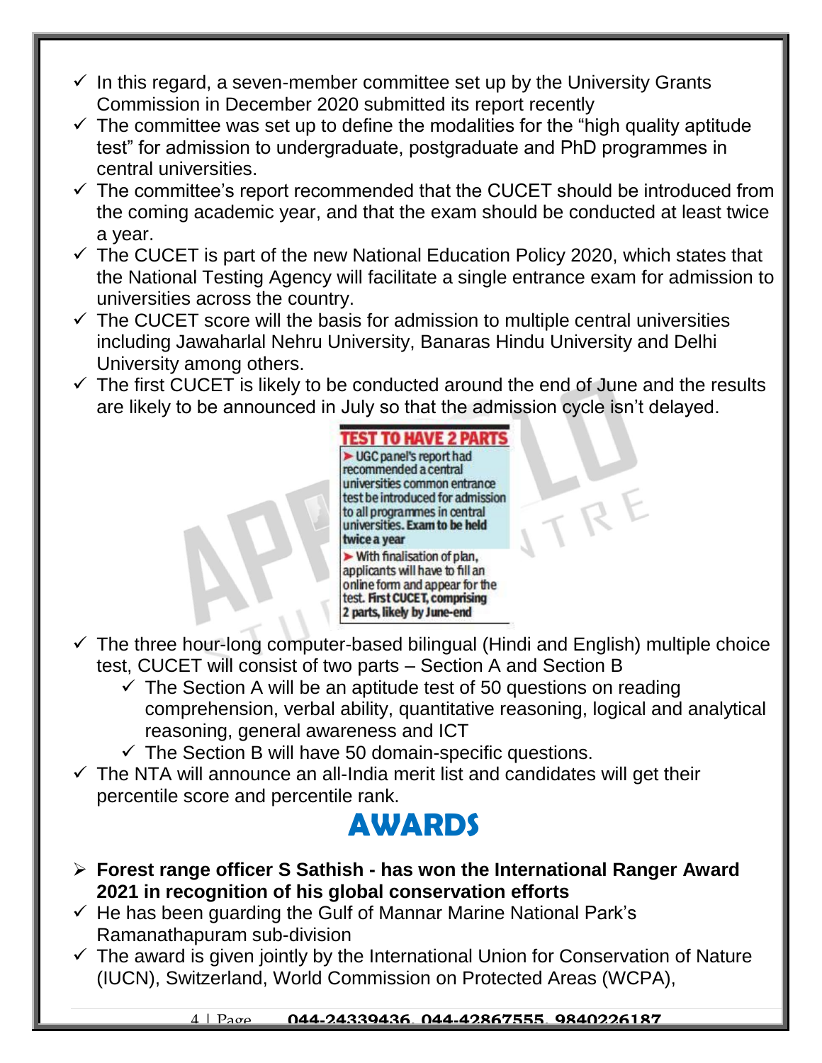- ✓ In this regard, a seven-member committee set up by the University Grants Commission in December 2020 submitted its report recently
- ✓ The committee was set up to define the modalities for the "high quality aptitude test" for admission to undergraduate, postgraduate and PhD programmes in central universities.
- ✓ The committee's report recommended that the CUCET should be introduced from the coming academic year, and that the exam should be conducted at least twice a year.
- ✓ The CUCET is part of the new National Education Policy 2020, which states that the National Testing Agency will facilitate a single entrance exam for admission to universities across the country.
- ✓ The CUCET score will the basis for admission to multiple central universities including Jawaharlal Nehru University, Banaras Hindu University and Delhi University among others.
- ✓ The first CUCET is likely to be conducted around the end of June and the results are likely to be announced in July so that the admission cycle isn't delayed.

**TEST TO HAVE 2 PARTS**

- UGC panel's report had recommended a central universities common entrance test be introduced for admission to all programmes in central universities. **Exam to be held twice a year**
- With finalisation of plan, applicants will have to fill an online form and appear for the test. **First CUCET, comprising 2 parts, likely by June-end**

- ✓ The three hour-long computer-based bilingual (Hindi and English) multiple choice test, CUCET will consist of two parts – Section A and Section B
  - ✓ The Section A will be an aptitude test of 50 questions on reading comprehension, verbal ability, quantitative reasoning, logical and analytical reasoning, general awareness and ICT
  - ✓ The Section B will have 50 domain-specific questions.
- ✓ The NTA will announce an all-India merit list and candidates will get their percentile score and percentile rank.

## AWARDS

- ➢ **Forest range officer S Sathish - has won the International Ranger Award 2021 in recognition of his global conservation efforts**
- ✓ He has been guarding the Gulf of Mannar Marine National Park's Ramanathapuram sub-division
- ✓ The award is given jointly by the International Union for Conservation of Nature (IUCN), Switzerland, World Commission on Protected Areas (WCPA),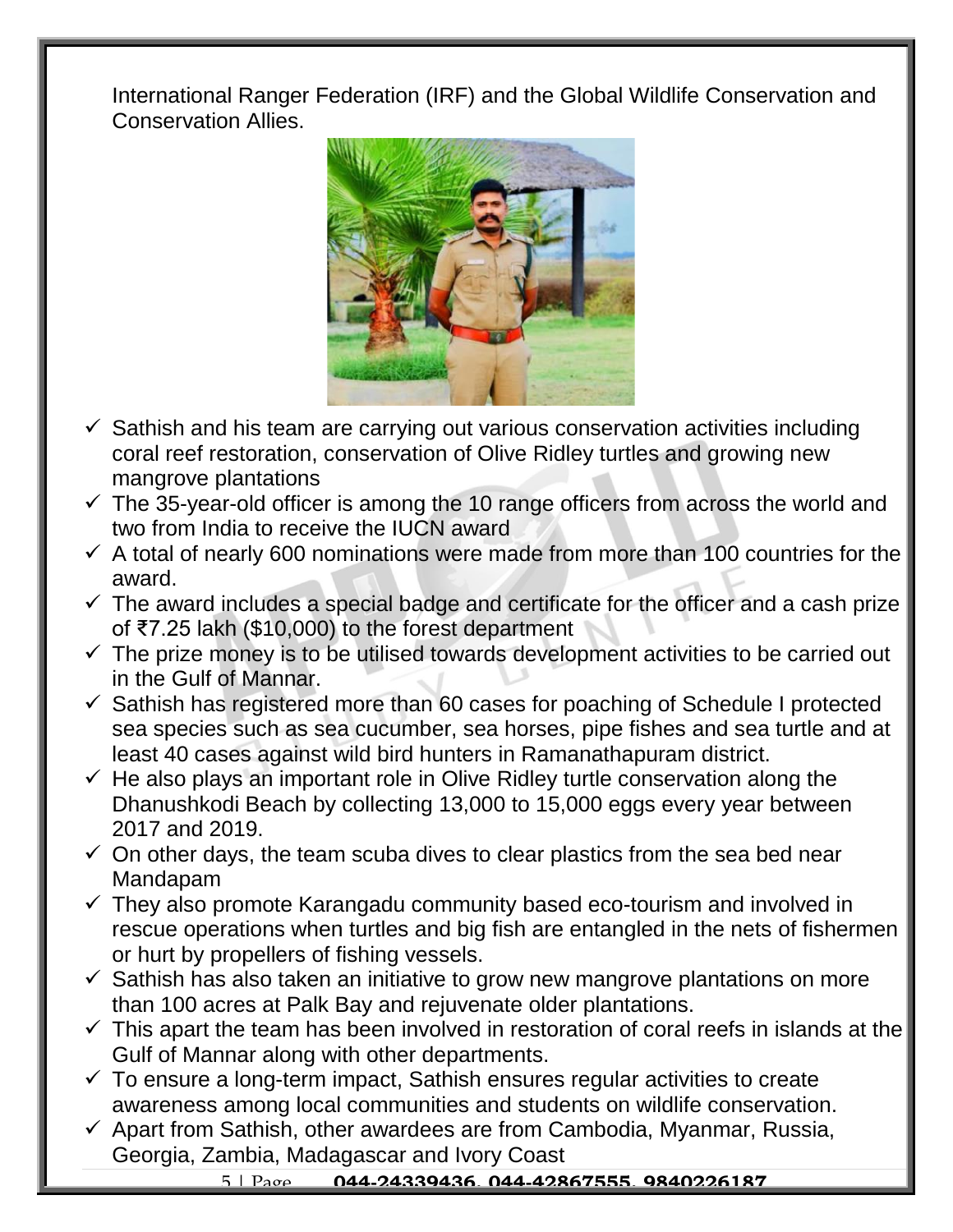International Ranger Federation (IRF) and the Global Wildlife Conservation and Conservation Allies.

- ✓ Sathish and his team are carrying out various conservation activities including coral reef restoration, conservation of Olive Ridley turtles and growing new mangrove plantations
- ✓ The 35-year-old officer is among the 10 range officers from across the world and two from India to receive the IUCN award
- ✓ A total of nearly 600 nominations were made from more than 100 countries for the award.
- ✓ The award includes a special badge and certificate for the officer and a cash prize of ₹7.25 lakh ($10,000) to the forest department
- ✓ The prize money is to be utilised towards development activities to be carried out in the Gulf of Mannar.
- ✓ Sathish has registered more than 60 cases for poaching of Schedule I protected sea species such as sea cucumber, sea horses, pipe fishes and sea turtle and at least 40 cases against wild bird hunters in Ramanathapuram district.
- ✓ He also plays an important role in Olive Ridley turtle conservation along the Dhanushkodi Beach by collecting 13,000 to 15,000 eggs every year between 2017 and 2019.
- ✓ On other days, the team scuba dives to clear plastics from the sea bed near Mandapam
- ✓ They also promote Karangadu community based eco-tourism and involved in rescue operations when turtles and big fish are entangled in the nets of fishermen or hurt by propellers of fishing vessels.
- ✓ Sathish has also taken an initiative to grow new mangrove plantations on more than 100 acres at Palk Bay and rejuvenate older plantations.
- ✓ This apart the team has been involved in restoration of coral reefs in islands at the Gulf of Mannar along with other departments.
- ✓ To ensure a long-term impact, Sathish ensures regular activities to create awareness among local communities and students on wildlife conservation.
- ✓ Apart from Sathish, other awardees are from Cambodia, Myanmar, Russia, Georgia, Zambia, Madagascar and Ivory Coast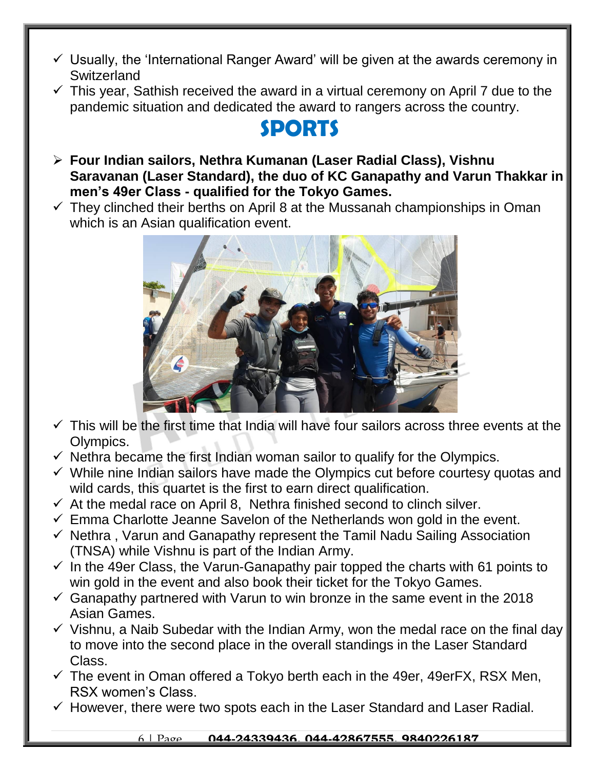- ✓ Usually, the 'International Ranger Award' will be given at the awards ceremony in Switzerland
- ✓ This year, Sathish received the award in a virtual ceremony on April 7 due to the pandemic situation and dedicated the award to rangers across the country.

# SPORTS

- ➢ **Four Indian sailors, Nethra Kumanan (Laser Radial Class), Vishnu Saravanan (Laser Standard), the duo of KC Ganapathy and Varun Thakkar in men's 49er Class - qualified for the Tokyo Games.**
- ✓ They clinched their berths on April 8 at the Mussanah championships in Oman which is an Asian qualification event.
- ✓ This will be the first time that India will have four sailors across three events at the Olympics.
- ✓ Nethra became the first Indian woman sailor to qualify for the Olympics.
- ✓ While nine Indian sailors have made the Olympics cut before courtesy quotas and wild cards, this quartet is the first to earn direct qualification.
- ✓ At the medal race on April 8, Nethra finished second to clinch silver.
- ✓ Emma Charlotte Jeanne Savelon of the Netherlands won gold in the event.
- ✓ Nethra , Varun and Ganapathy represent the Tamil Nadu Sailing Association (TNSA) while Vishnu is part of the Indian Army.
- ✓ In the 49er Class, the Varun-Ganapathy pair topped the charts with 61 points to win gold in the event and also book their ticket for the Tokyo Games.
- ✓ Ganapathy partnered with Varun to win bronze in the same event in the 2018 Asian Games.
- ✓ Vishnu, a Naib Subedar with the Indian Army, won the medal race on the final day to move into the second place in the overall standings in the Laser Standard Class.
- ✓ The event in Oman offered a Tokyo berth each in the 49er, 49erFX, RSX Men, RSX women's Class.
- ✓ However, there were two spots each in the Laser Standard and Laser Radial.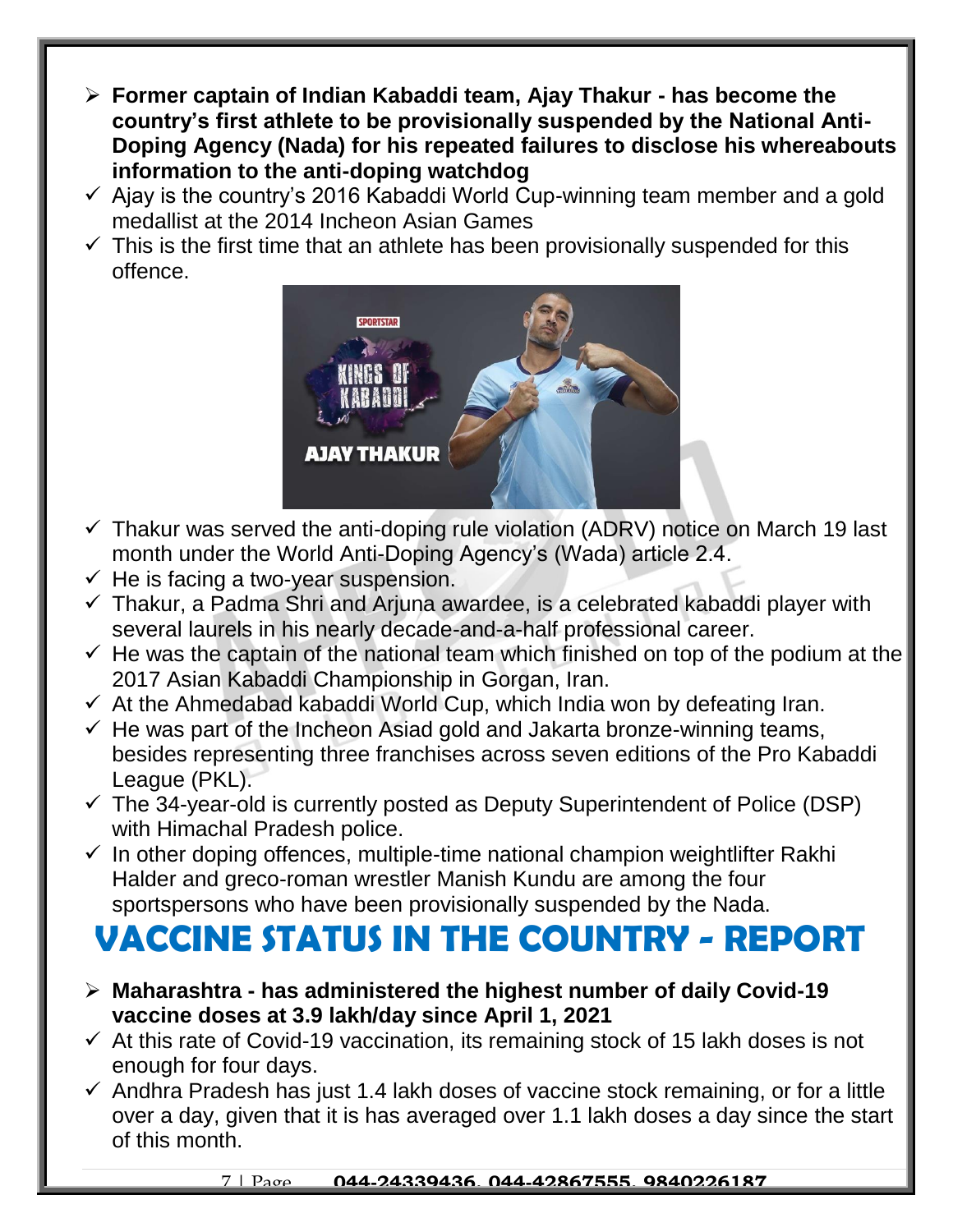- **Former captain of Indian Kabaddi team, Ajay Thakur - has become the country's first athlete to be provisionally suspended by the National Anti-Doping Agency (Nada) for his repeated failures to disclose his whereabouts information to the anti-doping watchdog**
  - Ajay is the country's 2016 Kabaddi World Cup-winning team member and a gold medallist at the 2014 Incheon Asian Games
  - This is the first time that an athlete has been provisionally suspended for this offence.
  - Thakur was served the anti-doping rule violation (ADRV) notice on March 19 last month under the World Anti-Doping Agency's (Wada) article 2.4.
  - He is facing a two-year suspension.
  - Thakur, a Padma Shri and Arjuna awardee, is a celebrated kabaddi player with several laurels in his nearly decade-and-a-half professional career.
  - He was the captain of the national team which finished on top of the podium at the 2017 Asian Kabaddi Championship in Gorgan, Iran.
  - At the Ahmedabad kabaddi World Cup, which India won by defeating Iran.
  - He was part of the Incheon Asiad gold and Jakarta bronze-winning teams, besides representing three franchises across seven editions of the Pro Kabaddi League (PKL).
  - The 34-year-old is currently posted as Deputy Superintendent of Police (DSP) with Himachal Pradesh police.
  - In other doping offences, multiple-time national champion weightlifter Rakhi Halder and greco-roman wrestler Manish Kundu are among the four sportspersons who have been provisionally suspended by the Nada.

# VACCINE STATUS IN THE COUNTRY - REPORT

- **Maharashtra - has administered the highest number of daily Covid-19 vaccine doses at 3.9 lakh/day since April 1, 2021**
  - At this rate of Covid-19 vaccination, its remaining stock of 15 lakh doses is not enough for four days.
  - Andhra Pradesh has just 1.4 lakh doses of vaccine stock remaining, or for a little over a day, given that it is has averaged over 1.1 lakh doses a day since the start of this month.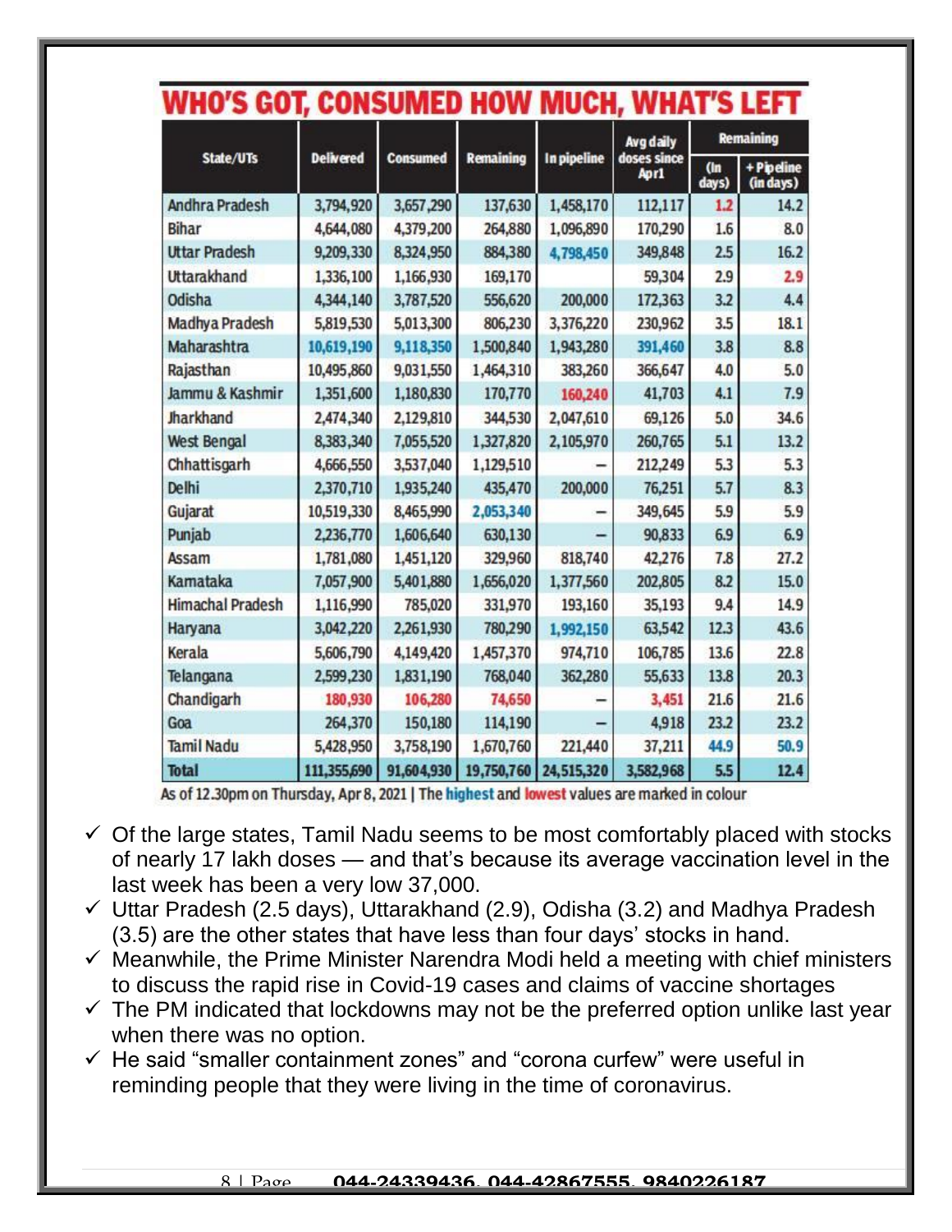## WHO'S GOT, CONSUMED HOW MUCH, WHAT'S LEFT

| State/UTs | Delivered | Consumed | Remaining | In pipeline | Avg daily doses since Apr1 | Remaining | |
|---|---|---|---|---|---|---|---|
| | | | | | | (In days) | + Pipeline (in days) |
| Andhra Pradesh | 3,794,920 | 3,657,290 | 137,630 | 1,458,170 | 112,117 | 1.2 | 14.2 |
| Bihar | 4,644,080 | 4,379,200 | 264,880 | 1,096,890 | 170,290 | 1.6 | 8.0 |
| Uttar Pradesh | 9,209,330 | 8,324,950 | 884,380 | 4,798,450 | 349,848 | 2.5 | 16.2 |
| Uttarakhand | 1,336,100 | 1,166,930 | 169,170 | | 59,304 | 2.9 | 2.9 |
| Odisha | 4,344,140 | 3,787,520 | 556,620 | 200,000 | 172,363 | 3.2 | 4.4 |
| Madhya Pradesh | 5,819,530 | 5,013,300 | 806,230 | 3,376,220 | 230,962 | 3.5 | 18.1 |
| Maharashtra | 10,619,190 | 9,118,350 | 1,500,840 | 1,943,280 | 391,460 | 3.8 | 8.8 |
| Rajasthan | 10,495,860 | 9,031,550 | 1,464,310 | 383,260 | 366,647 | 4.0 | 5.0 |
| Jammu & Kashmir | 1,351,600 | 1,180,830 | 170,770 | 160,240 | 41,703 | 4.1 | 7.9 |
| Jharkhand | 2,474,340 | 2,129,810 | 344,530 | 2,047,610 | 69,126 | 5.0 | 34.6 |
| West Bengal | 8,383,340 | 7,055,520 | 1,327,820 | 2,105,970 | 260,765 | 5.1 | 13.2 |
| Chhattisgarh | 4,666,550 | 3,537,040 | 1,129,510 | – | 212,249 | 5.3 | 5.3 |
| Delhi | 2,370,710 | 1,935,240 | 435,470 | 200,000 | 76,251 | 5.7 | 8.3 |
| Gujarat | 10,519,330 | 8,465,990 | 2,053,340 | – | 349,645 | 5.9 | 5.9 |
| Punjab | 2,236,770 | 1,606,640 | 630,130 | – | 90,833 | 6.9 | 6.9 |
| Assam | 1,781,080 | 1,451,120 | 329,960 | 818,740 | 42,276 | 7.8 | 27.2 |
| Karnataka | 7,057,900 | 5,401,880 | 1,656,020 | 1,377,560 | 202,805 | 8.2 | 15.0 |
| Himachal Pradesh | 1,116,990 | 785,020 | 331,970 | 193,160 | 35,193 | 9.4 | 14.9 |
| Haryana | 3,042,220 | 2,261,930 | 780,290 | 1,992,150 | 63,542 | 12.3 | 43.6 |
| Kerala | 5,606,790 | 4,149,420 | 1,457,370 | 974,710 | 106,785 | 13.6 | 22.8 |
| Telangana | 2,599,230 | 1,831,190 | 768,040 | 362,280 | 55,633 | 13.8 | 20.3 |
| Chandigarh | 180,930 | 106,280 | 74,650 | – | 3,451 | 21.6 | 21.6 |
| Goa | 264,370 | 150,180 | 114,190 | – | 4,918 | 23.2 | 23.2 |
| Tamil Nadu | 5,428,950 | 3,758,190 | 1,670,760 | 221,440 | 37,211 | 44.9 | 50.9 |
| Total | 111,355,690 | 91,604,930 | 19,750,760 | 24,515,320 | 3,582,968 | 5.5 | 12.4 |

As of 12.30pm on Thursday, Apr 8, 2021 | The highest and lowest values are marked in colour

- ✓ Of the large states, Tamil Nadu seems to be most comfortably placed with stocks of nearly 17 lakh doses — and that's because its average vaccination level in the last week has been a very low 37,000.
- ✓ Uttar Pradesh (2.5 days), Uttarakhand (2.9), Odisha (3.2) and Madhya Pradesh (3.5) are the other states that have less than four days' stocks in hand.
- ✓ Meanwhile, the Prime Minister Narendra Modi held a meeting with chief ministers to discuss the rapid rise in Covid-19 cases and claims of vaccine shortages
- ✓ The PM indicated that lockdowns may not be the preferred option unlike last year when there was no option.
- ✓ He said "smaller containment zones" and "corona curfew" were useful in reminding people that they were living in the time of coronavirus.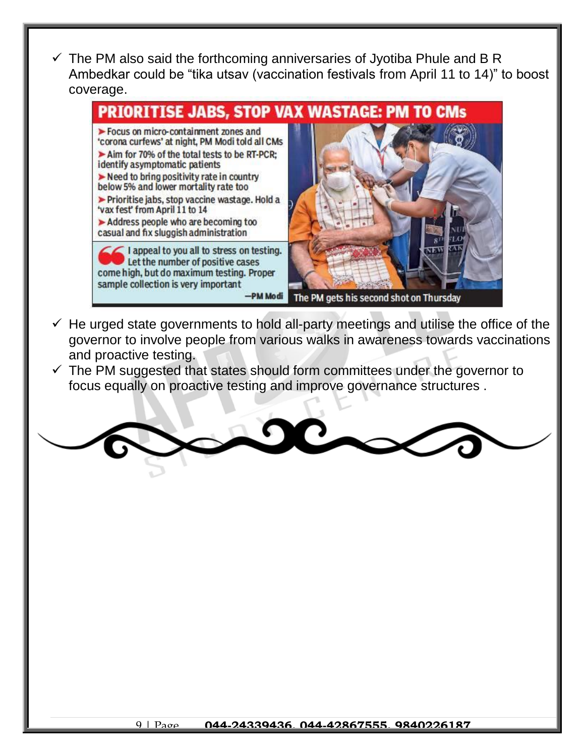- ✓ The PM also said the forthcoming anniversaries of Jyotiba Phule and B R Ambedkar could be "tika utsav (vaccination festivals from April 11 to 14)" to boost coverage.

**PRIORITISE JABS, STOP VAX WASTAGE: PM TO CMs**

- Focus on micro-containment zones and 'corona curfews' at night, PM Modi told all CMs
- Aim for 70% of the total tests to be RT-PCR; identify asymptomatic patients
- Need to bring positivity rate in country below 5% and lower mortality rate too
- Prioritise jabs, stop vaccine wastage. Hold a 'vax fest' from April 11 to 14
- Address people who are becoming too casual and fix sluggish administration

"I appeal to you all to stress on testing. Let the number of positive cases come high, but do maximum testing. Proper sample collection is very important" —PM Modi

The PM gets his second shot on Thursday

- ✓ He urged state governments to hold all-party meetings and utilise the office of the governor to involve people from various walks in awareness towards vaccinations and proactive testing.
- ✓ The PM suggested that states should form committees under the governor to focus equally on proactive testing and improve governance structures .